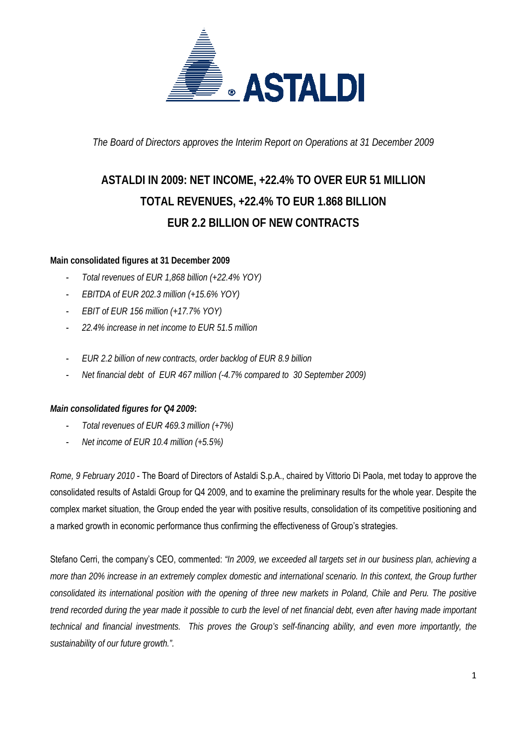*The Board of Directors approves the Interim Report on Operations at 31 December 2009*

# ASTALDI IN 2009: NET INCOME, +22.4% TO OVER EUR 51 MILLION
# TOTAL REVENUES, +22.4% TO EUR 1.868 BILLION
# EUR 2.2 BILLION OF NEW CONTRACTS

**Main consolidated figures at 31 December 2009**

- *Total revenues of EUR 1,868 billion (+22.4% YOY)*
- *EBITDA of EUR 202.3 million (+15.6% YOY)*
- *EBIT of EUR 156 million (+17.7% YOY)*
- *22.4% increase in net income to EUR 51.5 million*

- *EUR 2.2 billion of new contracts, order backlog of EUR 8.9 billion*
- *Net financial debt of EUR 467 million (-4.7% compared to 30 September 2009)*

***Main consolidated figures for Q4 2009*:**

- *Total revenues of EUR 469.3 million (+7%)*
- *Net income of EUR 10.4 million (+5.5%)*

*Rome, 9 February 2010* - The Board of Directors of Astaldi S.p.A., chaired by Vittorio Di Paola, met today to approve the consolidated results of Astaldi Group for Q4 2009, and to examine the preliminary results for the whole year. Despite the complex market situation, the Group ended the year with positive results, consolidation of its competitive positioning and a marked growth in economic performance thus confirming the effectiveness of Group's strategies.

Stefano Cerri, the company's CEO, commented: *"In 2009, we exceeded all targets set in our business plan, achieving a more than 20% increase in an extremely complex domestic and international scenario. In this context, the Group further consolidated its international position with the opening of three new markets in Poland, Chile and Peru. The positive trend recorded during the year made it possible to curb the level of net financial debt, even after having made important technical and financial investments. This proves the Group's self-financing ability, and even more importantly, the sustainability of our future growth."*.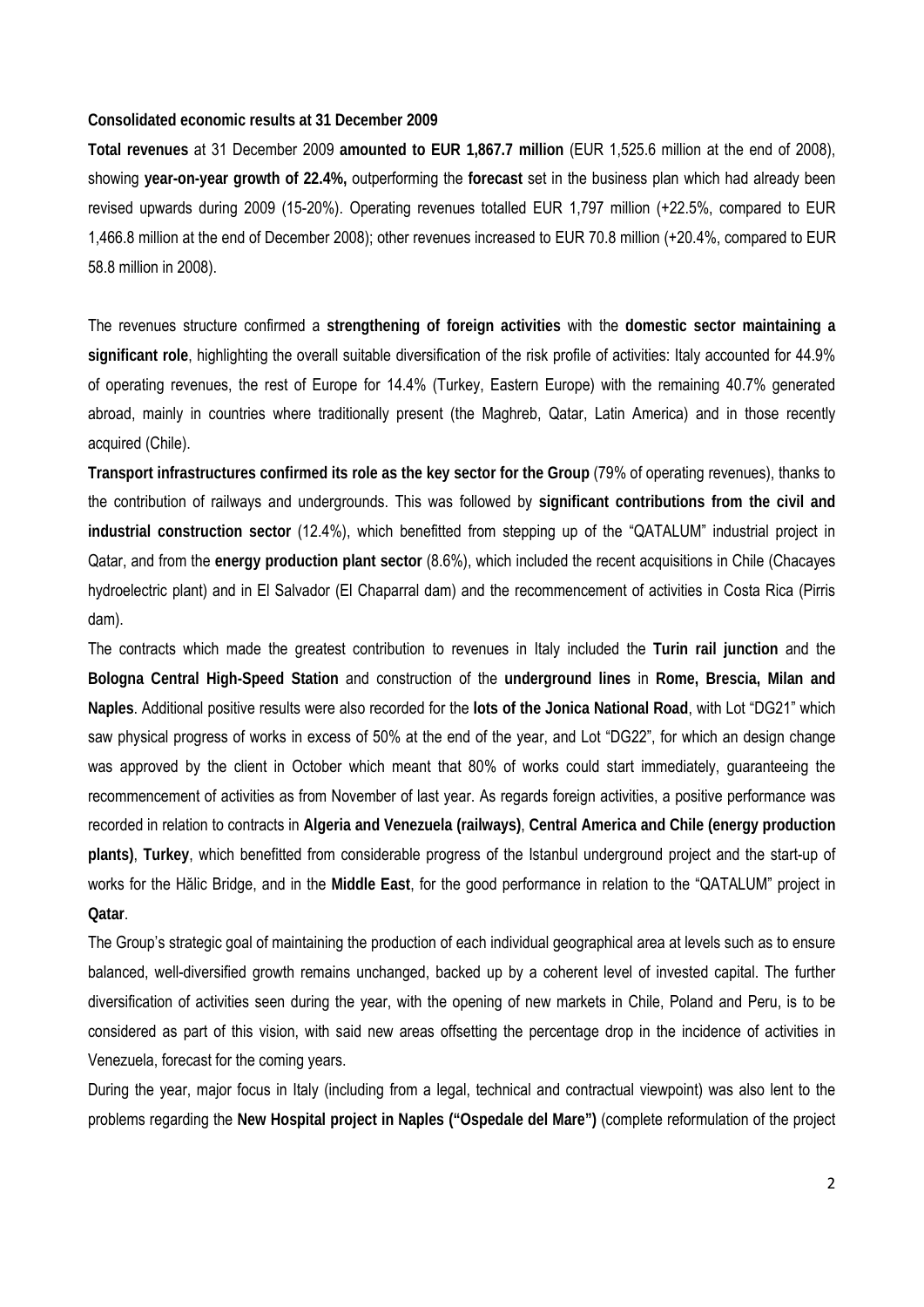**Consolidated economic results at 31 December 2009**

**Total revenues** at 31 December 2009 **amounted to EUR 1,867.7 million** (EUR 1,525.6 million at the end of 2008), showing **year-on-year growth of 22.4%,** outperforming the **forecast** set in the business plan which had already been revised upwards during 2009 (15-20%). Operating revenues totalled EUR 1,797 million (+22.5%, compared to EUR 1,466.8 million at the end of December 2008); other revenues increased to EUR 70.8 million (+20.4%, compared to EUR 58.8 million in 2008).

The revenues structure confirmed a **strengthening of foreign activities** with the **domestic sector maintaining a significant role**, highlighting the overall suitable diversification of the risk profile of activities: Italy accounted for 44.9% of operating revenues, the rest of Europe for 14.4% (Turkey, Eastern Europe) with the remaining 40.7% generated abroad, mainly in countries where traditionally present (the Maghreb, Qatar, Latin America) and in those recently acquired (Chile).

**Transport infrastructures confirmed its role as the key sector for the Group** (79% of operating revenues), thanks to the contribution of railways and undergrounds. This was followed by **significant contributions from the civil and industrial construction sector** (12.4%), which benefitted from stepping up of the "QATALUM" industrial project in Qatar, and from the **energy production plant sector** (8.6%), which included the recent acquisitions in Chile (Chacayes hydroelectric plant) and in El Salvador (El Chaparral dam) and the recommencement of activities in Costa Rica (Pirris dam).

The contracts which made the greatest contribution to revenues in Italy included the **Turin rail junction** and the **Bologna Central High-Speed Station** and construction of the **underground lines** in **Rome, Brescia, Milan and Naples**. Additional positive results were also recorded for the **lots of the Jonica National Road**, with Lot "DG21" which saw physical progress of works in excess of 50% at the end of the year, and Lot "DG22", for which an design change was approved by the client in October which meant that 80% of works could start immediately, guaranteeing the recommencement of activities as from November of last year. As regards foreign activities, a positive performance was recorded in relation to contracts in **Algeria and Venezuela (railways)**, **Central America and Chile (energy production plants)**, **Turkey**, which benefitted from considerable progress of the Istanbul underground project and the start-up of works for the Hälic Bridge, and in the **Middle East**, for the good performance in relation to the "QATALUM" project in **Qatar**.

The Group's strategic goal of maintaining the production of each individual geographical area at levels such as to ensure balanced, well-diversified growth remains unchanged, backed up by a coherent level of invested capital. The further diversification of activities seen during the year, with the opening of new markets in Chile, Poland and Peru, is to be considered as part of this vision, with said new areas offsetting the percentage drop in the incidence of activities in Venezuela, forecast for the coming years.

During the year, major focus in Italy (including from a legal, technical and contractual viewpoint) was also lent to the problems regarding the **New Hospital project in Naples ("Ospedale del Mare")** (complete reformulation of the project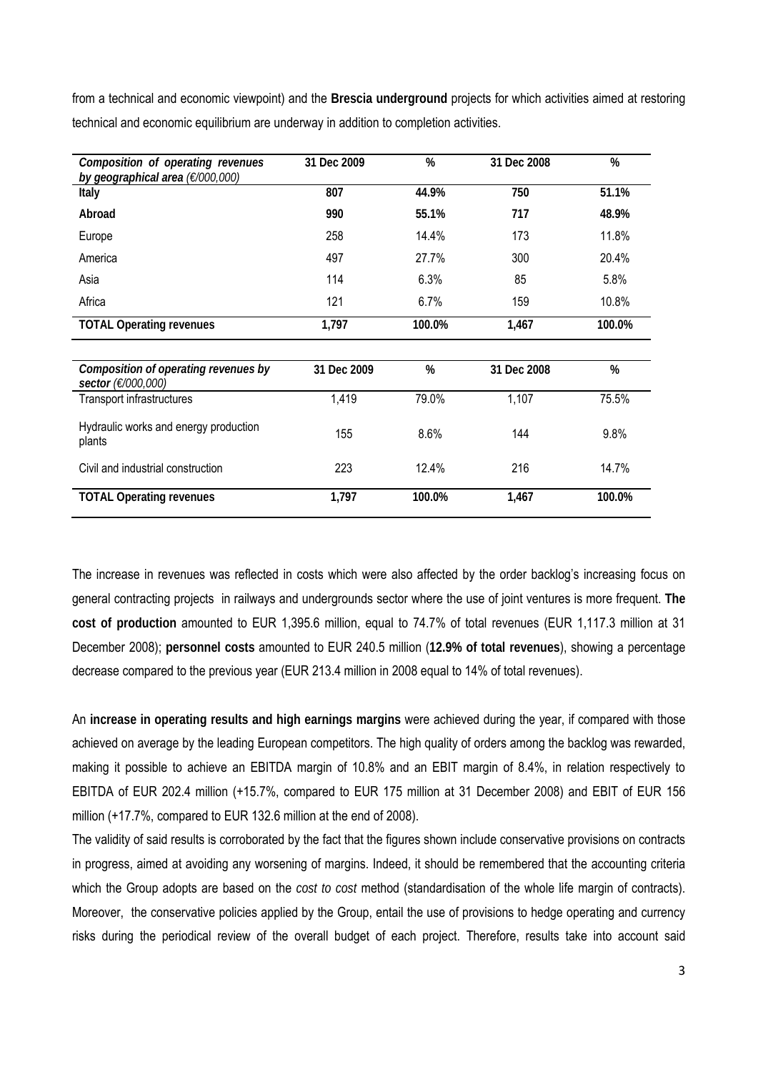from a technical and economic viewpoint) and the **Brescia underground** projects for which activities aimed at restoring technical and economic equilibrium are underway in addition to completion activities.

| *Composition of operating revenues by geographical area (€/000,000)* | 31 Dec 2009 | % | 31 Dec 2008 | % |
|---|---|---|---|---|
| **Italy** | **807** | **44.9%** | **750** | **51.1%** |
| **Abroad** | **990** | **55.1%** | **717** | **48.9%** |
| Europe | 258 | 14.4% | 173 | 11.8% |
| America | 497 | 27.7% | 300 | 20.4% |
| Asia | 114 | 6.3% | 85 | 5.8% |
| Africa | 121 | 6.7% | 159 | 10.8% |
| **TOTAL Operating revenues** | **1,797** | **100.0%** | **1,467** | **100.0%** |

| *Composition of operating revenues by sector (€/000,000)* | 31 Dec 2009 | % | 31 Dec 2008 | % |
|---|---|---|---|---|
| Transport infrastructures | 1,419 | 79.0% | 1,107 | 75.5% |
| Hydraulic works and energy production plants | 155 | 8.6% | 144 | 9.8% |
| Civil and industrial construction | 223 | 12.4% | 216 | 14.7% |
| **TOTAL Operating revenues** | **1,797** | **100.0%** | **1,467** | **100.0%** |

The increase in revenues was reflected in costs which were also affected by the order backlog's increasing focus on general contracting projects in railways and undergrounds sector where the use of joint ventures is more frequent. **The cost of production** amounted to EUR 1,395.6 million, equal to 74.7% of total revenues (EUR 1,117.3 million at 31 December 2008); **personnel costs** amounted to EUR 240.5 million (**12.9% of total revenues**), showing a percentage decrease compared to the previous year (EUR 213.4 million in 2008 equal to 14% of total revenues).

An **increase in operating results and high earnings margins** were achieved during the year, if compared with those achieved on average by the leading European competitors. The high quality of orders among the backlog was rewarded, making it possible to achieve an EBITDA margin of 10.8% and an EBIT margin of 8.4%, in relation respectively to EBITDA of EUR 202.4 million (+15.7%, compared to EUR 175 million at 31 December 2008) and EBIT of EUR 156 million (+17.7%, compared to EUR 132.6 million at the end of 2008).

The validity of said results is corroborated by the fact that the figures shown include conservative provisions on contracts in progress, aimed at avoiding any worsening of margins. Indeed, it should be remembered that the accounting criteria which the Group adopts are based on the *cost to cost* method (standardisation of the whole life margin of contracts). Moreover, the conservative policies applied by the Group, entail the use of provisions to hedge operating and currency risks during the periodical review of the overall budget of each project. Therefore, results take into account said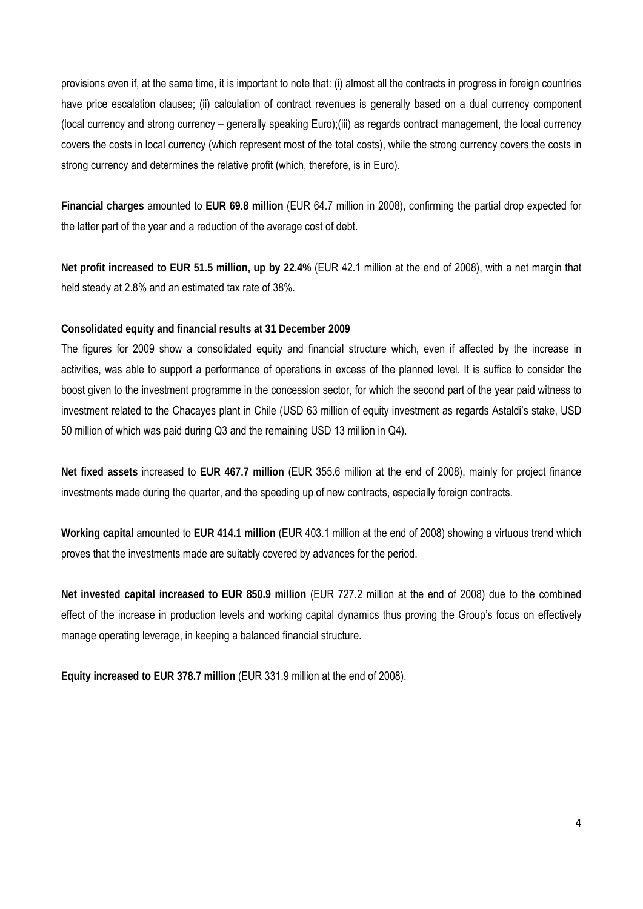provisions even if, at the same time, it is important to note that: (i) almost all the contracts in progress in foreign countries have price escalation clauses; (ii) calculation of contract revenues is generally based on a dual currency component (local currency and strong currency – generally speaking Euro);(iii) as regards contract management, the local currency covers the costs in local currency (which represent most of the total costs), while the strong currency covers the costs in strong currency and determines the relative profit (which, therefore, is in Euro).

**Financial charges** amounted to **EUR 69.8 million** (EUR 64.7 million in 2008), confirming the partial drop expected for the latter part of the year and a reduction of the average cost of debt.

**Net profit increased to EUR 51.5 million, up by 22.4%** (EUR 42.1 million at the end of 2008), with a net margin that held steady at 2.8% and an estimated tax rate of 38%.

**Consolidated equity and financial results at 31 December 2009**

The figures for 2009 show a consolidated equity and financial structure which, even if affected by the increase in activities, was able to support a performance of operations in excess of the planned level. It is suffice to consider the boost given to the investment programme in the concession sector, for which the second part of the year paid witness to investment related to the Chacayes plant in Chile (USD 63 million of equity investment as regards Astaldi's stake, USD 50 million of which was paid during Q3 and the remaining USD 13 million in Q4).

**Net fixed assets** increased to **EUR 467.7 million** (EUR 355.6 million at the end of 2008), mainly for project finance investments made during the quarter, and the speeding up of new contracts, especially foreign contracts.

**Working capital** amounted to **EUR 414.1 million** (EUR 403.1 million at the end of 2008) showing a virtuous trend which proves that the investments made are suitably covered by advances for the period.

**Net invested capital increased to EUR 850.9 million** (EUR 727.2 million at the end of 2008) due to the combined effect of the increase in production levels and working capital dynamics thus proving the Group's focus on effectively manage operating leverage, in keeping a balanced financial structure.

**Equity increased to EUR 378.7 million** (EUR 331.9 million at the end of 2008).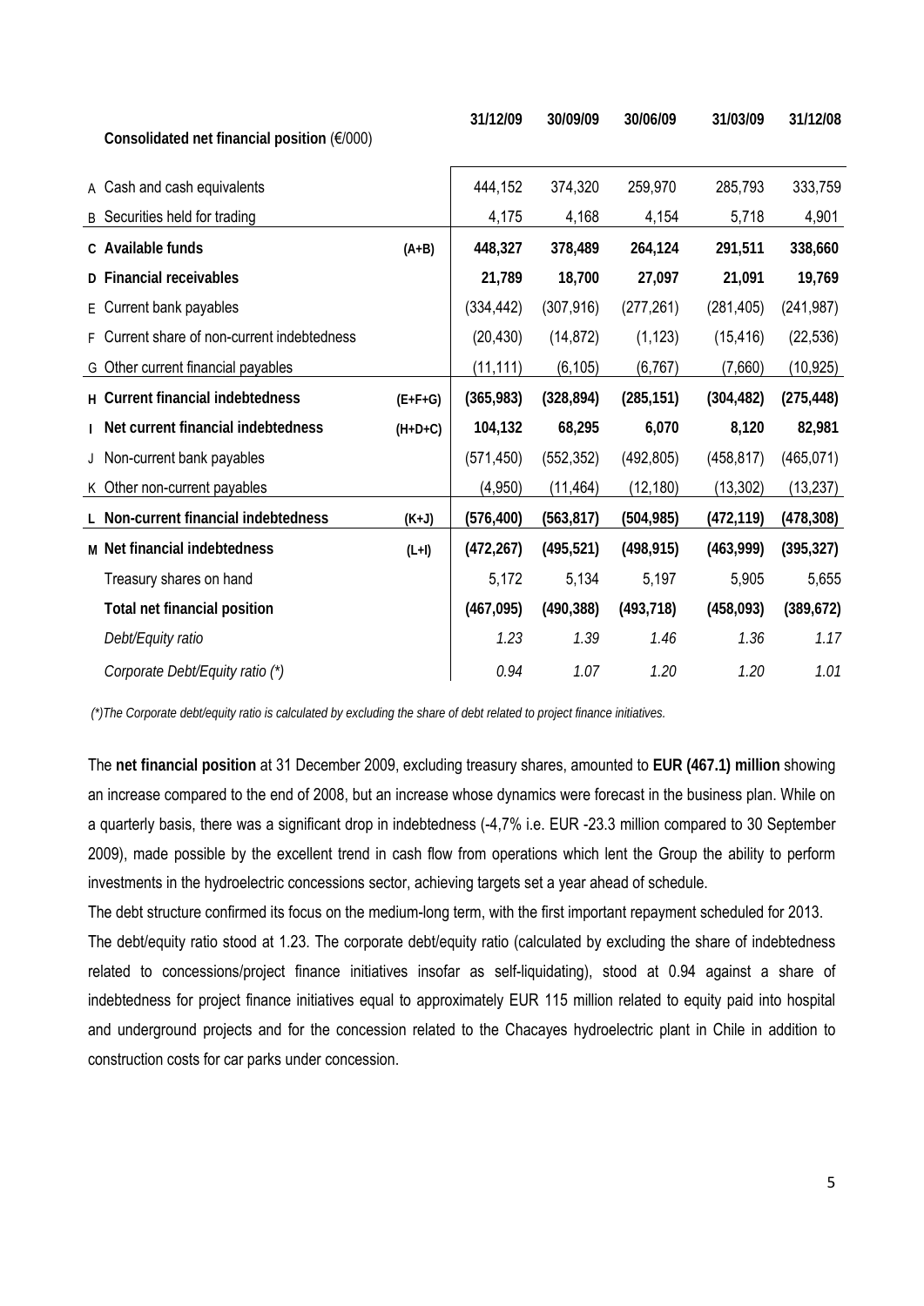| | Consolidated net financial position (€/000) | | 31/12/09 | 30/09/09 | 30/06/09 | 31/03/09 | 31/12/08 |
|---|---|---|---|---|---|---|---|
| A | Cash and cash equivalents | | 444,152 | 374,320 | 259,970 | 285,793 | 333,759 |
| B | Securities held for trading | | 4,175 | 4,168 | 4,154 | 5,718 | 4,901 |
| **C** | **Available funds** | **(A+B)** | **448,327** | **378,489** | **264,124** | **291,511** | **338,660** |
| **D** | **Financial receivables** | | **21,789** | **18,700** | **27,097** | **21,091** | **19,769** |
| E | Current bank payables | | (334,442) | (307,916) | (277,261) | (281,405) | (241,987) |
| F | Current share of non-current indebtedness | | (20,430) | (14,872) | (1,123) | (15,416) | (22,536) |
| G | Other current financial payables | | (11,111) | (6,105) | (6,767) | (7,660) | (10,925) |
| **H** | **Current financial indebtedness** | **(E+F+G)** | **(365,983)** | **(328,894)** | **(285,151)** | **(304,482)** | **(275,448)** |
| **I** | **Net current financial indebtedness** | **(H+D+C)** | **104,132** | **68,295** | **6,070** | **8,120** | **82,981** |
| J | Non-current bank payables | | (571,450) | (552,352) | (492,805) | (458,817) | (465,071) |
| K | Other non-current payables | | (4,950) | (11,464) | (12,180) | (13,302) | (13,237) |
| **L** | **Non-current financial indebtedness** | **(K+J)** | **(576,400)** | **(563,817)** | **(504,985)** | **(472,119)** | **(478,308)** |
| **M** | **Net financial indebtedness** | **(L+I)** | **(472,267)** | **(495,521)** | **(498,915)** | **(463,999)** | **(395,327)** |
| | Treasury shares on hand | | 5,172 | 5,134 | 5,197 | 5,905 | 5,655 |
| | **Total net financial position** | | **(467,095)** | **(490,388)** | **(493,718)** | **(458,093)** | **(389,672)** |
| | *Debt/Equity ratio* | | *1.23* | *1.39* | *1.46* | *1.36* | *1.17* |
| | *Corporate Debt/Equity ratio (\*)* | | *0.94* | *1.07* | *1.20* | *1.20* | *1.01* |

*(\*)The Corporate debt/equity ratio is calculated by excluding the share of debt related to project finance initiatives.*

The **net financial position** at 31 December 2009, excluding treasury shares, amounted to **EUR (467.1) million** showing an increase compared to the end of 2008, but an increase whose dynamics were forecast in the business plan. While on a quarterly basis, there was a significant drop in indebtedness (-4,7% i.e. EUR -23.3 million compared to 30 September 2009), made possible by the excellent trend in cash flow from operations which lent the Group the ability to perform investments in the hydroelectric concessions sector, achieving targets set a year ahead of schedule.

The debt structure confirmed its focus on the medium-long term, with the first important repayment scheduled for 2013.

The debt/equity ratio stood at 1.23. The corporate debt/equity ratio (calculated by excluding the share of indebtedness related to concessions/project finance initiatives insofar as self-liquidating), stood at 0.94 against a share of indebtedness for project finance initiatives equal to approximately EUR 115 million related to equity paid into hospital and underground projects and for the concession related to the Chacayes hydroelectric plant in Chile in addition to construction costs for car parks under concession.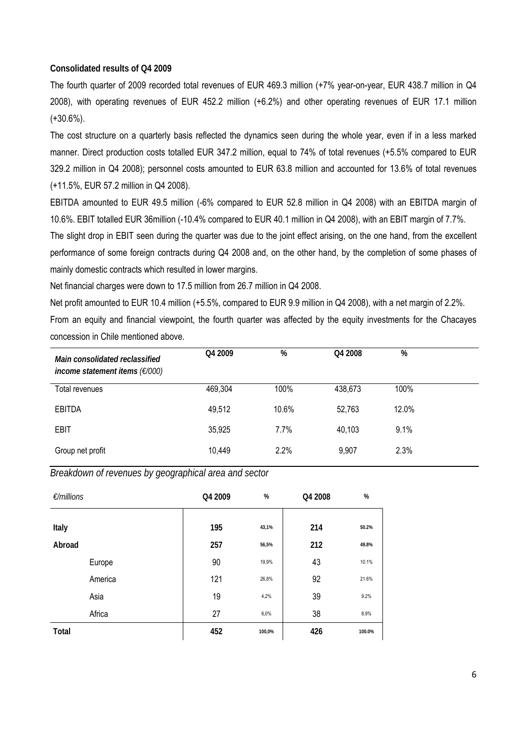**Consolidated results of Q4 2009**

The fourth quarter of 2009 recorded total revenues of EUR 469.3 million (+7% year-on-year, EUR 438.7 million in Q4 2008), with operating revenues of EUR 452.2 million (+6.2%) and other operating revenues of EUR 17.1 million (+30.6%).

The cost structure on a quarterly basis reflected the dynamics seen during the whole year, even if in a less marked manner. Direct production costs totalled EUR 347.2 million, equal to 74% of total revenues (+5.5% compared to EUR 329.2 million in Q4 2008); personnel costs amounted to EUR 63.8 million and accounted for 13.6% of total revenues (+11.5%, EUR 57.2 million in Q4 2008).

EBITDA amounted to EUR 49.5 million (-6% compared to EUR 52.8 million in Q4 2008) with an EBITDA margin of 10.6%. EBIT totalled EUR 36million (-10.4% compared to EUR 40.1 million in Q4 2008), with an EBIT margin of 7.7%.

The slight drop in EBIT seen during the quarter was due to the joint effect arising, on the one hand, from the excellent performance of some foreign contracts during Q4 2008 and, on the other hand, by the completion of some phases of mainly domestic contracts which resulted in lower margins.

Net financial charges were down to 17.5 million from 26.7 million in Q4 2008.

Net profit amounted to EUR 10.4 million (+5.5%, compared to EUR 9.9 million in Q4 2008), with a net margin of 2.2%.

From an equity and financial viewpoint, the fourth quarter was affected by the equity investments for the Chacayes concession in Chile mentioned above.

| *Main consolidated reclassified income statement items (€/000)* | Q4 2009 | % | Q4 2008 | % |
|---|---|---|---|---|
| Total revenues | 469,304 | 100% | 438,673 | 100% |
| EBITDA | 49,512 | 10.6% | 52,763 | 12.0% |
| EBIT | 35,925 | 7.7% | 40,103 | 9.1% |
| Group net profit | 10,449 | 2.2% | 9,907 | 2.3% |

*Breakdown of revenues by geographical area and sector*

| *€/millions* | | Q4 2009 | % | Q4 2008 | % |
|---|---|---|---|---|---|
| **Italy** | | **195** | **43,1%** | **214** | **50.2%** |
| **Abroad** | | **257** | **56,5%** | **212** | **49.8%** |
| | Europe | 90 | 19,9% | 43 | 10.1% |
| | America | 121 | 26,8% | 92 | 21.6% |
| | Asia | 19 | 4,2% | 39 | 9.2% |
| | Africa | 27 | 6,0% | 38 | 8.9% |
| **Total** | | **452** | **100,0%** | **426** | **100.0%** |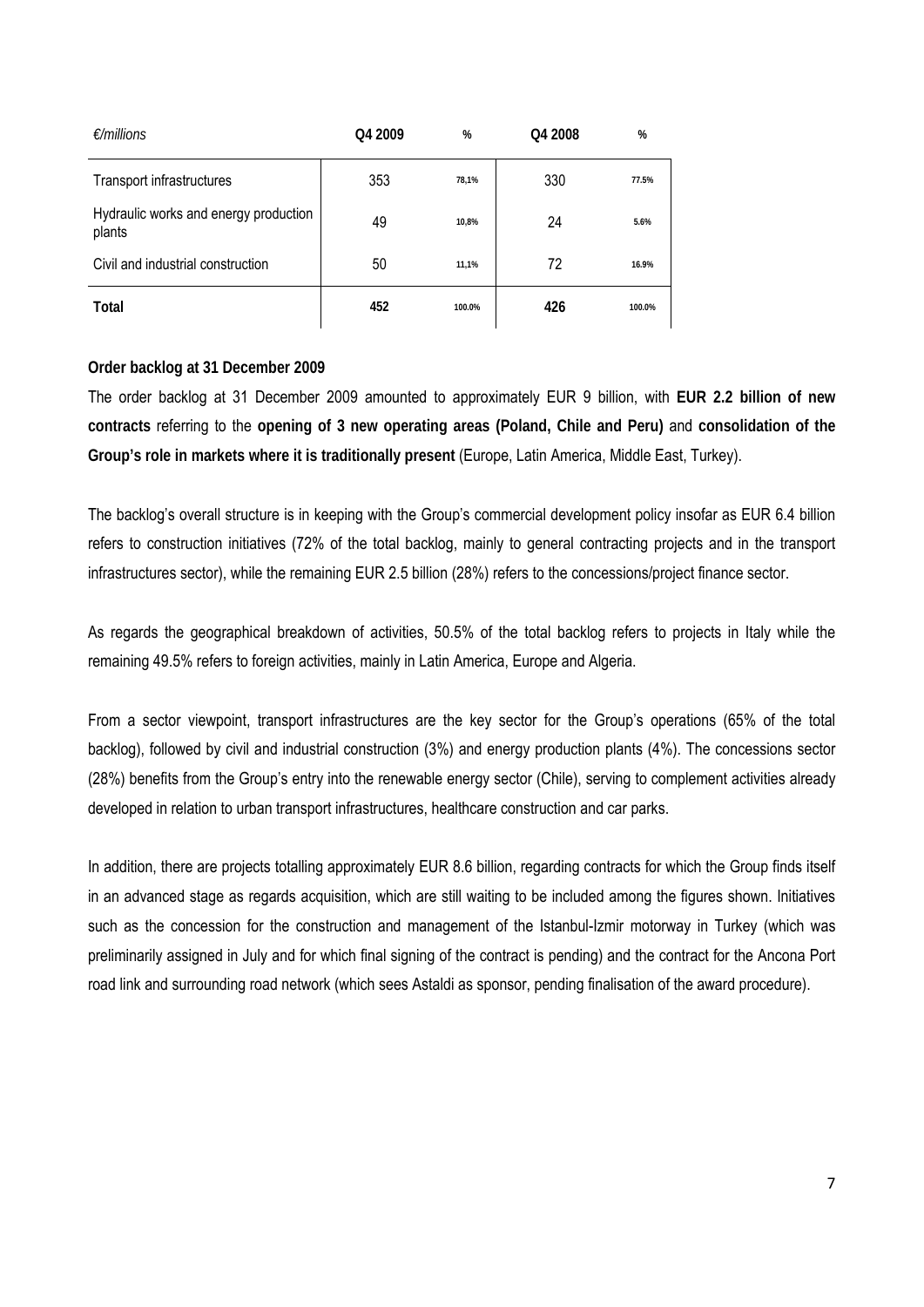| €/millions | Q4 2009 | % | Q4 2008 | % |
|---|---|---|---|---|
| Transport infrastructures | 353 | 78,1% | 330 | 77.5% |
| Hydraulic works and energy production plants | 49 | 10,8% | 24 | 5.6% |
| Civil and industrial construction | 50 | 11,1% | 72 | 16.9% |
| **Total** | **452** | **100.0%** | **426** | **100.0%** |

**Order backlog at 31 December 2009**

The order backlog at 31 December 2009 amounted to approximately EUR 9 billion, with **EUR 2.2 billion of new contracts** referring to the **opening of 3 new operating areas (Poland, Chile and Peru)** and **consolidation of the Group's role in markets where it is traditionally present** (Europe, Latin America, Middle East, Turkey).

The backlog's overall structure is in keeping with the Group's commercial development policy insofar as EUR 6.4 billion refers to construction initiatives (72% of the total backlog, mainly to general contracting projects and in the transport infrastructures sector), while the remaining EUR 2.5 billion (28%) refers to the concessions/project finance sector.

As regards the geographical breakdown of activities, 50.5% of the total backlog refers to projects in Italy while the remaining 49.5% refers to foreign activities, mainly in Latin America, Europe and Algeria.

From a sector viewpoint, transport infrastructures are the key sector for the Group's operations (65% of the total backlog), followed by civil and industrial construction (3%) and energy production plants (4%). The concessions sector (28%) benefits from the Group's entry into the renewable energy sector (Chile), serving to complement activities already developed in relation to urban transport infrastructures, healthcare construction and car parks.

In addition, there are projects totalling approximately EUR 8.6 billion, regarding contracts for which the Group finds itself in an advanced stage as regards acquisition, which are still waiting to be included among the figures shown. Initiatives such as the concession for the construction and management of the Istanbul-Izmir motorway in Turkey (which was preliminarily assigned in July and for which final signing of the contract is pending) and the contract for the Ancona Port road link and surrounding road network (which sees Astaldi as sponsor, pending finalisation of the award procedure).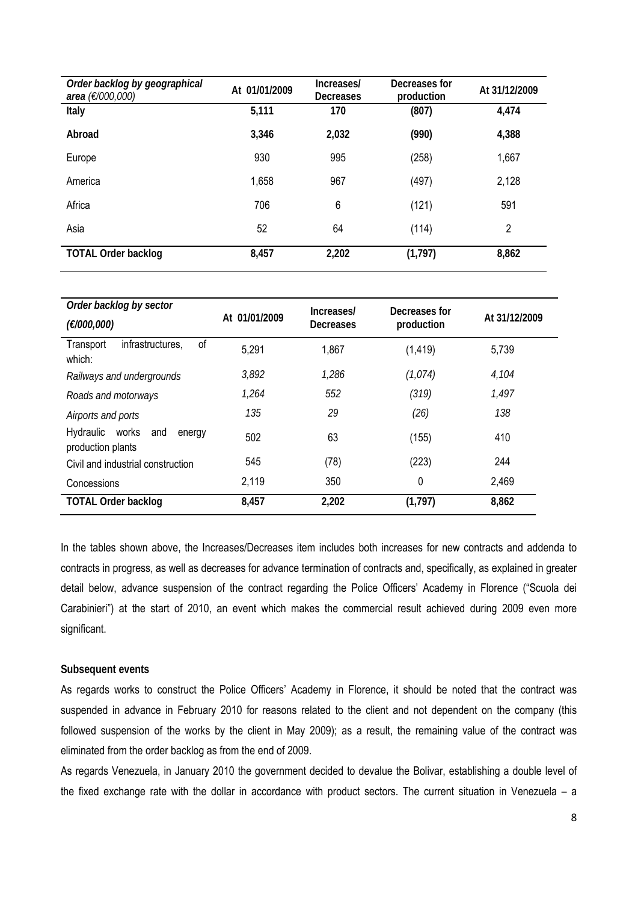| *Order backlog by geographical area (€/000,000)* | At 01/01/2009 | Increases/ Decreases | Decreases for production | At 31/12/2009 |
|---|---|---|---|---|
| **Italy** | **5,111** | **170** | **(807)** | **4,474** |
| **Abroad** | **3,346** | **2,032** | **(990)** | **4,388** |
| Europe | 930 | 995 | (258) | 1,667 |
| America | 1,658 | 967 | (497) | 2,128 |
| Africa | 706 | 6 | (121) | 591 |
| Asia | 52 | 64 | (114) | 2 |
| **TOTAL Order backlog** | **8,457** | **2,202** | **(1,797)** | **8,862** |

| *Order backlog by sector (€/000,000)* | At 01/01/2009 | Increases/ Decreases | Decreases for production | At 31/12/2009 |
|---|---|---|---|---|
| Transport infrastructures, of which: | 5,291 | 1,867 | (1,419) | 5,739 |
| *Railways and undergrounds* | *3,892* | *1,286* | *(1,074)* | *4,104* |
| *Roads and motorways* | *1,264* | *552* | *(319)* | *1,497* |
| *Airports and ports* | *135* | *29* | *(26)* | *138* |
| Hydraulic works and energy production plants | 502 | 63 | (155) | 410 |
| Civil and industrial construction | 545 | (78) | (223) | 244 |
| Concessions | 2,119 | 350 | 0 | 2,469 |
| **TOTAL Order backlog** | **8,457** | **2,202** | **(1,797)** | **8,862** |

In the tables shown above, the Increases/Decreases item includes both increases for new contracts and addenda to contracts in progress, as well as decreases for advance termination of contracts and, specifically, as explained in greater detail below, advance suspension of the contract regarding the Police Officers' Academy in Florence ("Scuola dei Carabinieri") at the start of 2010, an event which makes the commercial result achieved during 2009 even more significant.

**Subsequent events**

As regards works to construct the Police Officers' Academy in Florence, it should be noted that the contract was suspended in advance in February 2010 for reasons related to the client and not dependent on the company (this followed suspension of the works by the client in May 2009); as a result, the remaining value of the contract was eliminated from the order backlog as from the end of 2009.

As regards Venezuela, in January 2010 the government decided to devalue the Bolivar, establishing a double level of the fixed exchange rate with the dollar in accordance with product sectors. The current situation in Venezuela – a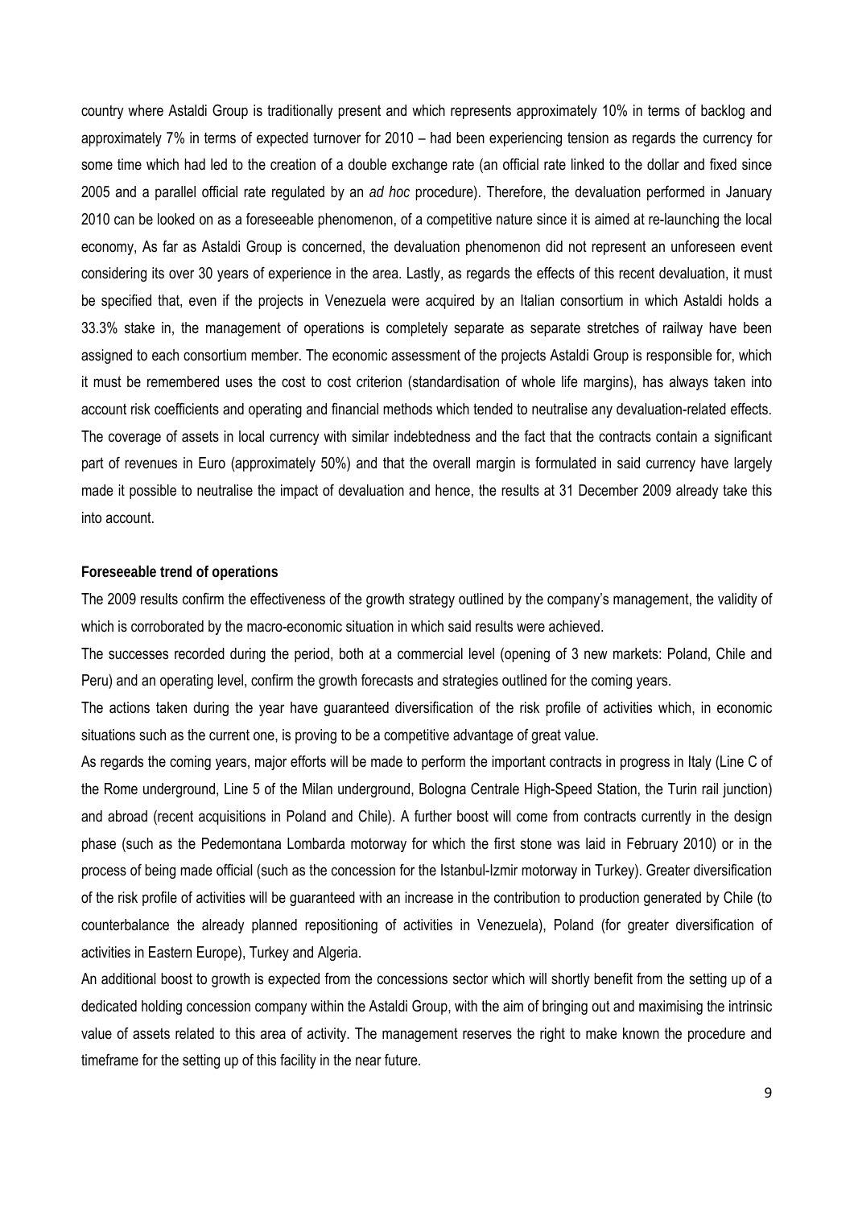country where Astaldi Group is traditionally present and which represents approximately 10% in terms of backlog and approximately 7% in terms of expected turnover for 2010 – had been experiencing tension as regards the currency for some time which had led to the creation of a double exchange rate (an official rate linked to the dollar and fixed since 2005 and a parallel official rate regulated by an *ad hoc* procedure). Therefore, the devaluation performed in January 2010 can be looked on as a foreseeable phenomenon, of a competitive nature since it is aimed at re-launching the local economy, As far as Astaldi Group is concerned, the devaluation phenomenon did not represent an unforeseen event considering its over 30 years of experience in the area. Lastly, as regards the effects of this recent devaluation, it must be specified that, even if the projects in Venezuela were acquired by an Italian consortium in which Astaldi holds a 33.3% stake in, the management of operations is completely separate as separate stretches of railway have been assigned to each consortium member. The economic assessment of the projects Astaldi Group is responsible for, which it must be remembered uses the cost to cost criterion (standardisation of whole life margins), has always taken into account risk coefficients and operating and financial methods which tended to neutralise any devaluation-related effects. The coverage of assets in local currency with similar indebtedness and the fact that the contracts contain a significant part of revenues in Euro (approximately 50%) and that the overall margin is formulated in said currency have largely made it possible to neutralise the impact of devaluation and hence, the results at 31 December 2009 already take this into account.

**Foreseeable trend of operations**

The 2009 results confirm the effectiveness of the growth strategy outlined by the company's management, the validity of which is corroborated by the macro-economic situation in which said results were achieved.

The successes recorded during the period, both at a commercial level (opening of 3 new markets: Poland, Chile and Peru) and an operating level, confirm the growth forecasts and strategies outlined for the coming years.

The actions taken during the year have guaranteed diversification of the risk profile of activities which, in economic situations such as the current one, is proving to be a competitive advantage of great value.

As regards the coming years, major efforts will be made to perform the important contracts in progress in Italy (Line C of the Rome underground, Line 5 of the Milan underground, Bologna Centrale High-Speed Station, the Turin rail junction) and abroad (recent acquisitions in Poland and Chile). A further boost will come from contracts currently in the design phase (such as the Pedemontana Lombarda motorway for which the first stone was laid in February 2010) or in the process of being made official (such as the concession for the Istanbul-Izmir motorway in Turkey). Greater diversification of the risk profile of activities will be guaranteed with an increase in the contribution to production generated by Chile (to counterbalance the already planned repositioning of activities in Venezuela), Poland (for greater diversification of activities in Eastern Europe), Turkey and Algeria.

An additional boost to growth is expected from the concessions sector which will shortly benefit from the setting up of a dedicated holding concession company within the Astaldi Group, with the aim of bringing out and maximising the intrinsic value of assets related to this area of activity. The management reserves the right to make known the procedure and timeframe for the setting up of this facility in the near future.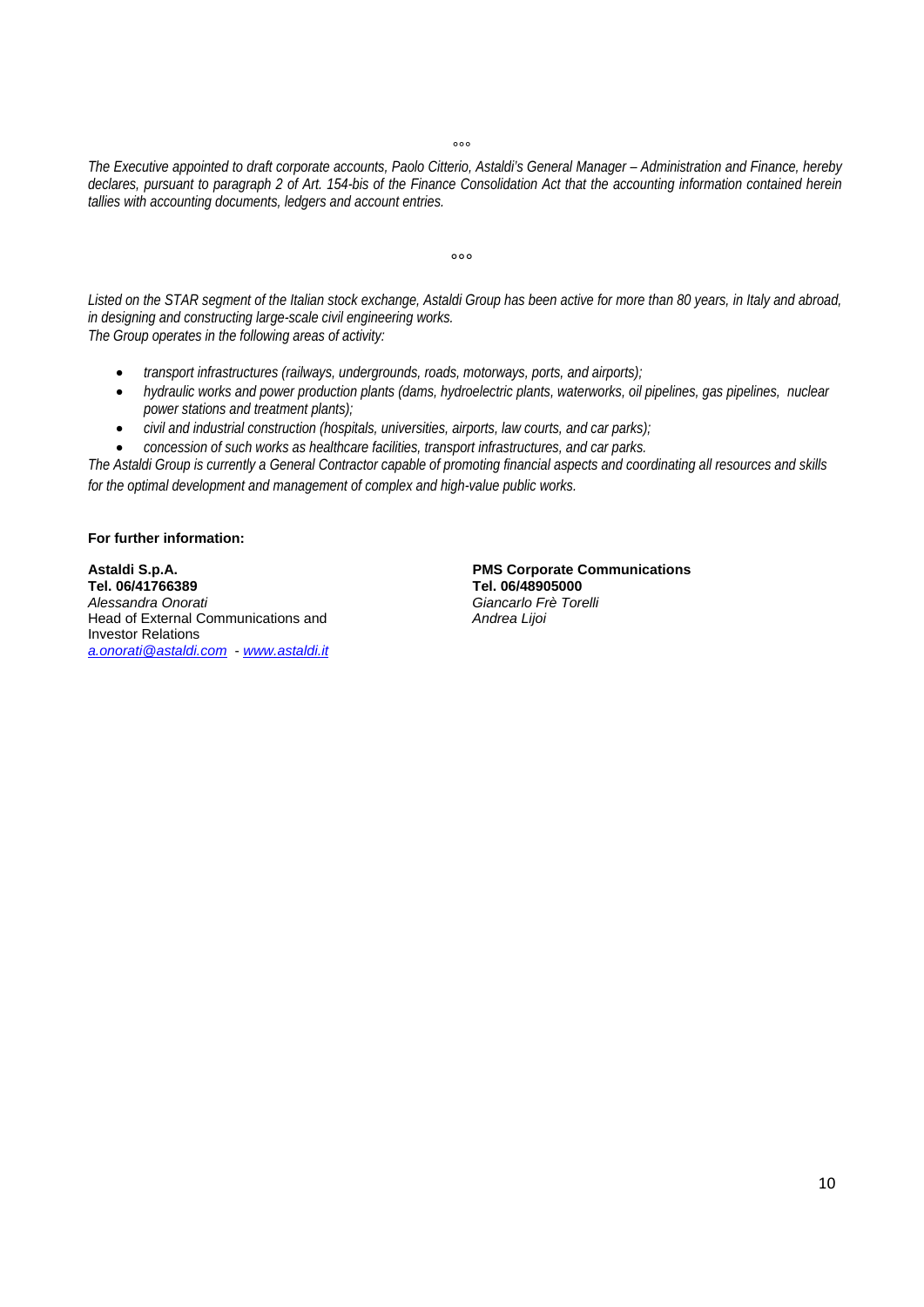°°°

*The Executive appointed to draft corporate accounts, Paolo Citterio, Astaldi's General Manager – Administration and Finance, hereby declares, pursuant to paragraph 2 of Art. 154-bis of the Finance Consolidation Act that the accounting information contained herein tallies with accounting documents, ledgers and account entries.*

°°°

*Listed on the STAR segment of the Italian stock exchange, Astaldi Group has been active for more than 80 years, in Italy and abroad, in designing and constructing large-scale civil engineering works.*
*The Group operates in the following areas of activity:*

- *transport infrastructures (railways, undergrounds, roads, motorways, ports, and airports);*
- *hydraulic works and power production plants (dams, hydroelectric plants, waterworks, oil pipelines, gas pipelines, nuclear power stations and treatment plants);*
- *civil and industrial construction (hospitals, universities, airports, law courts, and car parks);*
- *concession of such works as healthcare facilities, transport infrastructures, and car parks.*

*The Astaldi Group is currently a General Contractor capable of promoting financial aspects and coordinating all resources and skills for the optimal development and management of complex and high-value public works.*

**For further information:**

**Astaldi S.p.A.**
**Tel. 06/41766389**
*Alessandra Onorati*
Head of External Communications and Investor Relations
*a.onorati@astaldi.com* - *www.astaldi.it*

**PMS Corporate Communications**
**Tel. 06/48905000**
*Giancarlo Frè Torelli*
*Andrea Lijoi*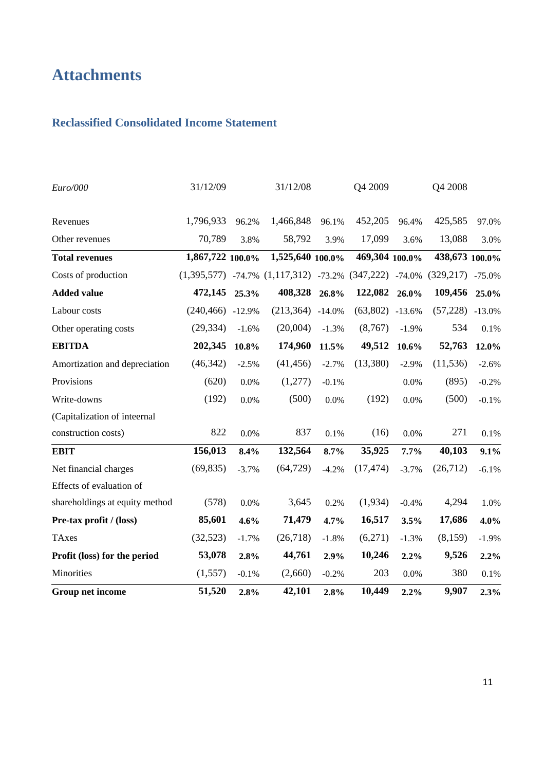# Attachments

## Reclassified Consolidated Income Statement

| *Euro/000* | 31/12/09 | | 31/12/08 | | Q4 2009 | | Q4 2008 | |
|---|---|---|---|---|---|---|---|---|
| Revenues | 1,796,933 | 96.2% | 1,466,848 | 96.1% | 452,205 | 96.4% | 425,585 | 97.0% |
| Other revenues | 70,789 | 3.8% | 58,792 | 3.9% | 17,099 | 3.6% | 13,088 | 3.0% |
| **Total revenues** | **1,867,722** | **100.0%** | **1,525,640** | **100.0%** | **469,304** | **100.0%** | **438,673** | **100.0%** |
| Costs of production | (1,395,577) | -74.7% | (1,117,312) | -73.2% | (347,222) | -74.0% | (329,217) | -75.0% |
| **Added value** | **472,145** | **25.3%** | **408,328** | **26.8%** | **122,082** | **26.0%** | **109,456** | **25.0%** |
| Labour costs | (240,466) | -12.9% | (213,364) | -14.0% | (63,802) | -13.6% | (57,228) | -13.0% |
| Other operating costs | (29,334) | -1.6% | (20,004) | -1.3% | (8,767) | -1.9% | 534 | 0.1% |
| **EBITDA** | **202,345** | **10.8%** | **174,960** | **11.5%** | **49,512** | **10.6%** | **52,763** | **12.0%** |
| Amortization and depreciation | (46,342) | -2.5% | (41,456) | -2.7% | (13,380) | -2.9% | (11,536) | -2.6% |
| Provisions | (620) | 0.0% | (1,277) | -0.1% | | 0.0% | (895) | -0.2% |
| Write-downs | (192) | 0.0% | (500) | 0.0% | (192) | 0.0% | (500) | -0.1% |
| (Capitalization of inteernal construction costs) | 822 | 0.0% | 837 | 0.1% | (16) | 0.0% | 271 | 0.1% |
| **EBIT** | **156,013** | **8.4%** | **132,564** | **8.7%** | **35,925** | **7.7%** | **40,103** | **9.1%** |
| Net financial charges | (69,835) | -3.7% | (64,729) | -4.2% | (17,474) | -3.7% | (26,712) | -6.1% |
| Effects of evaluation of shareholdings at equity method | (578) | 0.0% | 3,645 | 0.2% | (1,934) | -0.4% | 4,294 | 1.0% |
| **Pre-tax profit / (loss)** | **85,601** | **4.6%** | **71,479** | **4.7%** | **16,517** | **3.5%** | **17,686** | **4.0%** |
| TAxes | (32,523) | -1.7% | (26,718) | -1.8% | (6,271) | -1.3% | (8,159) | -1.9% |
| **Profit (loss) for the period** | **53,078** | **2.8%** | **44,761** | **2.9%** | **10,246** | **2.2%** | **9,526** | **2.2%** |
| Minorities | (1,557) | -0.1% | (2,660) | -0.2% | 203 | 0.0% | 380 | 0.1% |
| **Group net income** | **51,520** | **2.8%** | **42,101** | **2.8%** | **10,449** | **2.2%** | **9,907** | **2.3%** |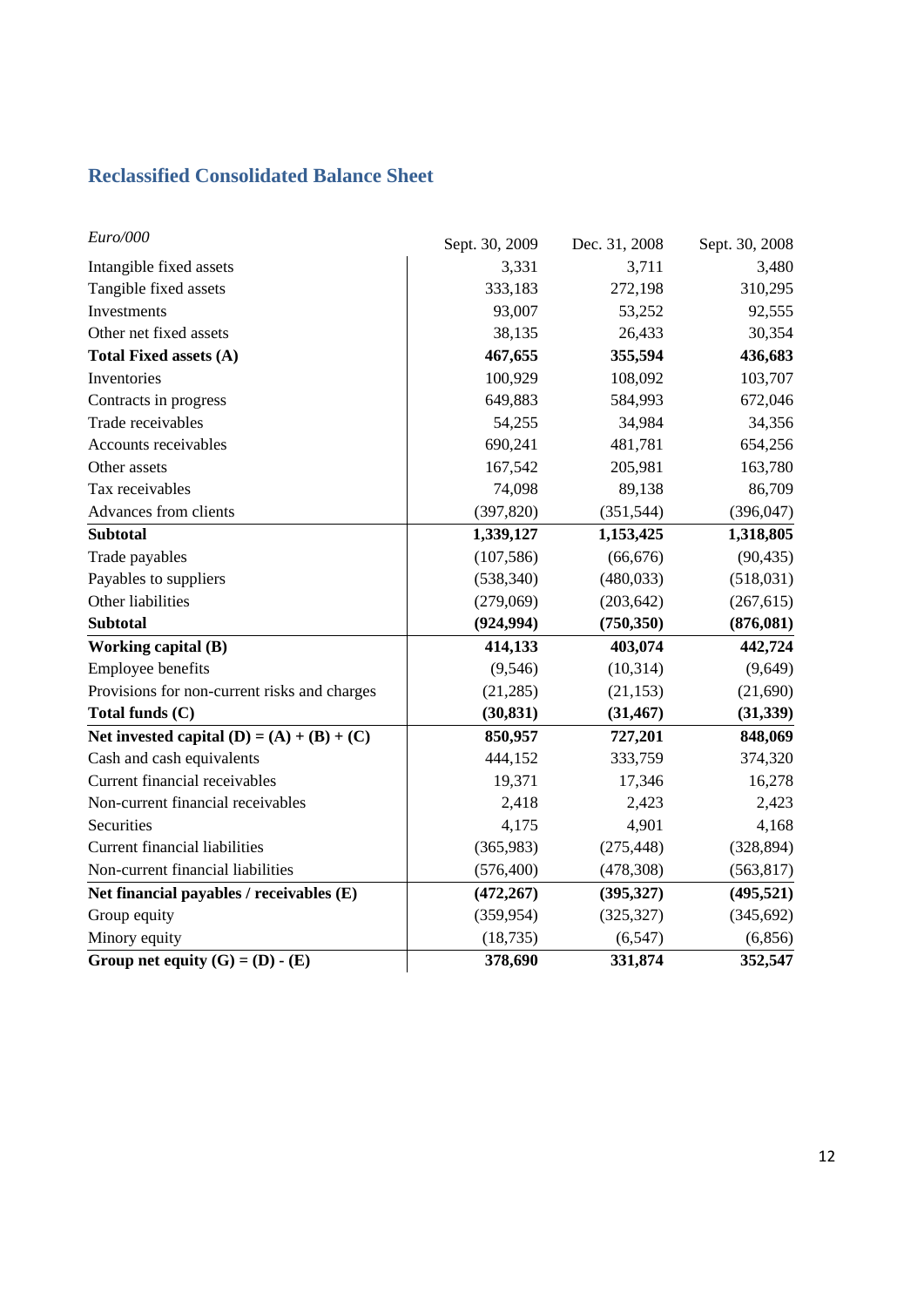## Reclassified Consolidated Balance Sheet

| *Euro/000* | Sept. 30, 2009 | Dec. 31, 2008 | Sept. 30, 2008 |
|---|---|---|---|
| Intangible fixed assets | 3,331 | 3,711 | 3,480 |
| Tangible fixed assets | 333,183 | 272,198 | 310,295 |
| Investments | 93,007 | 53,252 | 92,555 |
| Other net fixed assets | 38,135 | 26,433 | 30,354 |
| **Total Fixed assets (A)** | **467,655** | **355,594** | **436,683** |
| Inventories | 100,929 | 108,092 | 103,707 |
| Contracts in progress | 649,883 | 584,993 | 672,046 |
| Trade receivables | 54,255 | 34,984 | 34,356 |
| Accounts receivables | 690,241 | 481,781 | 654,256 |
| Other assets | 167,542 | 205,981 | 163,780 |
| Tax receivables | 74,098 | 89,138 | 86,709 |
| Advances from clients | (397,820) | (351,544) | (396,047) |
| **Subtotal** | **1,339,127** | **1,153,425** | **1,318,805** |
| Trade payables | (107,586) | (66,676) | (90,435) |
| Payables to suppliers | (538,340) | (480,033) | (518,031) |
| Other liabilities | (279,069) | (203,642) | (267,615) |
| **Subtotal** | **(924,994)** | **(750,350)** | **(876,081)** |
| **Working capital (B)** | **414,133** | **403,074** | **442,724** |
| Employee benefits | (9,546) | (10,314) | (9,649) |
| Provisions for non-current risks and charges | (21,285) | (21,153) | (21,690) |
| **Total funds (C)** | **(30,831)** | **(31,467)** | **(31,339)** |
| **Net invested capital (D) = (A) + (B) + (C)** | **850,957** | **727,201** | **848,069** |
| Cash and cash equivalents | 444,152 | 333,759 | 374,320 |
| Current financial receivables | 19,371 | 17,346 | 16,278 |
| Non-current financial receivables | 2,418 | 2,423 | 2,423 |
| Securities | 4,175 | 4,901 | 4,168 |
| Current financial liabilities | (365,983) | (275,448) | (328,894) |
| Non-current financial liabilities | (576,400) | (478,308) | (563,817) |
| **Net financial payables / receivables (E)** | **(472,267)** | **(395,327)** | **(495,521)** |
| Group equity | (359,954) | (325,327) | (345,692) |
| Minory equity | (18,735) | (6,547) | (6,856) |
| **Group net equity (G) = (D) - (E)** | **378,690** | **331,874** | **352,547** |